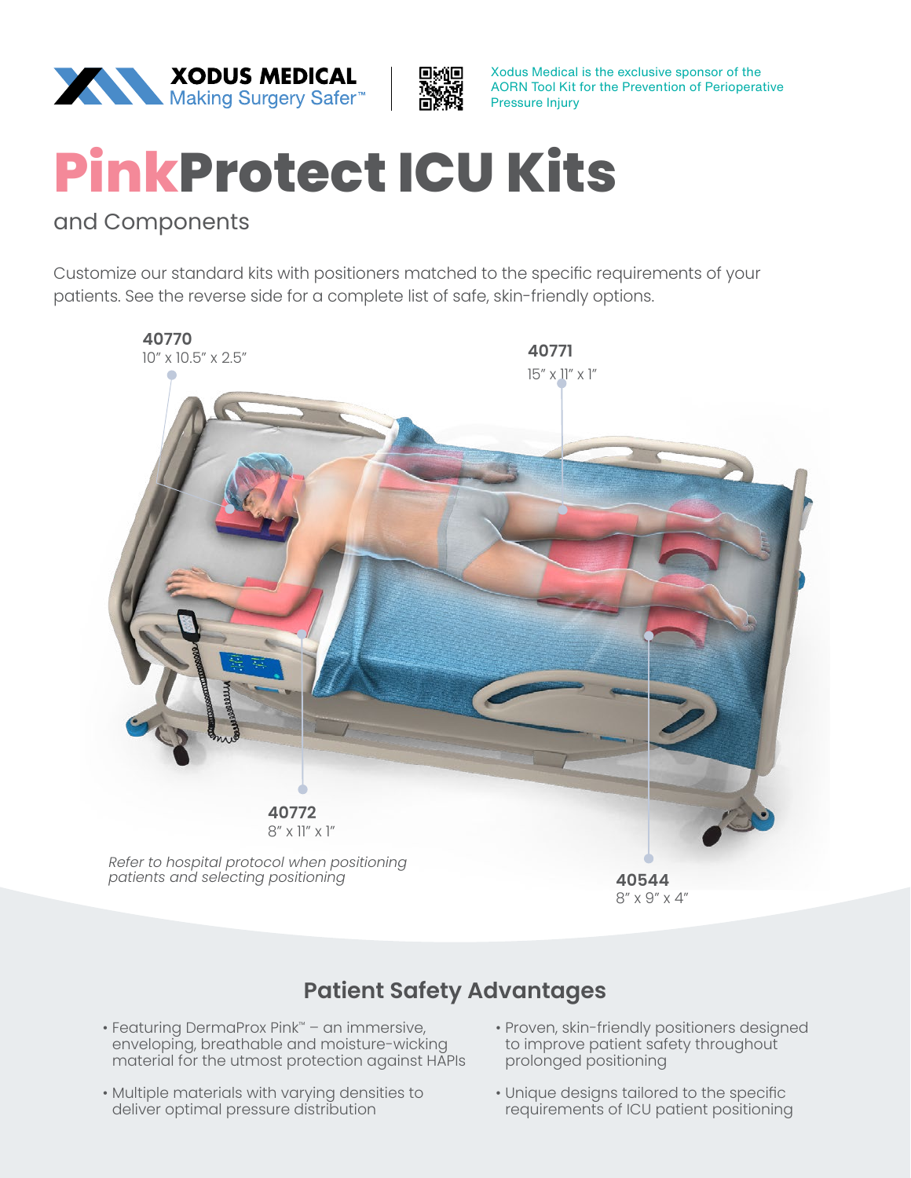XODUS MEDICAL
Making Surgery Safer™

Xodus Medical is the exclusive sponsor of the AORN Tool Kit for the Prevention of Perioperative Pressure Injury

# PinkProtect ICU Kits

## and Components

Customize our standard kits with positioners matched to the specific requirements of your patients. See the reverse side for a complete list of safe, skin-friendly options.

**40770**
10" x 10.5" x 2.5"

**40771**
15" x 11" x 1"

**40772**
8" x 11" x 1"

**40544**
8" x 9" x 4"

*Refer to hospital protocol when positioning patients and selecting positioning*

## Patient Safety Advantages

- Featuring DermaProx Pink™ – an immersive, enveloping, breathable and moisture-wicking material for the utmost protection against HAPIs
- Multiple materials with varying densities to deliver optimal pressure distribution
- Proven, skin-friendly positioners designed to improve patient safety throughout prolonged positioning
- Unique designs tailored to the specific requirements of ICU patient positioning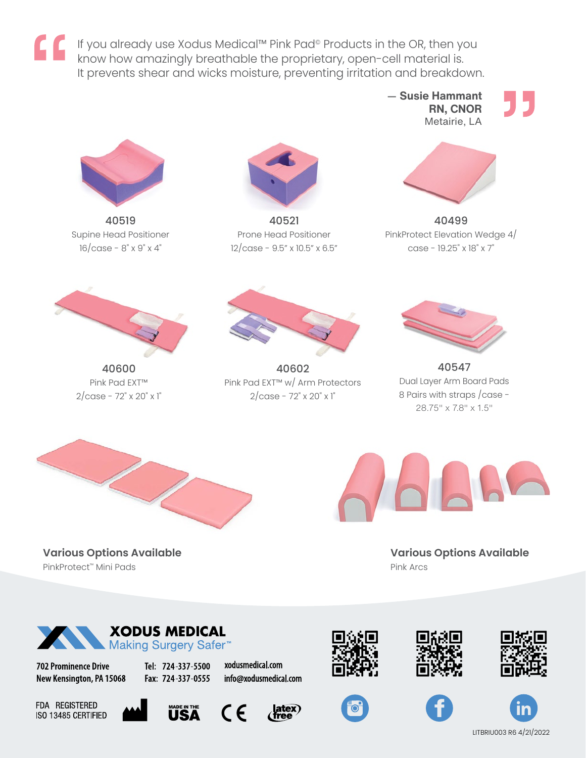> If you already use Xodus Medical™ Pink Pad© Products in the OR, then you know how amazingly breathable the proprietary, open-cell material is. It prevents shear and wicks moisture, preventing irritation and breakdown.
>
> — **Susie Hammant**
> **RN, CNOR**
> Metairie, LA

**40519**
Supine Head Positioner
16/case - 8" x 9" x 4"

**40521**
Prone Head Positioner
12/case - 9.5" x 10.5" x 6.5"

**40499**
PinkProtect Elevation Wedge 4/case - 19.25" x 18" x 7"

**40600**
Pink Pad EXT™
2/case - 72" x 20" x 1"

**40602**
Pink Pad EXT™ w/ Arm Protectors
2/case - 72" x 20" x 1"

**40547**
Dual Layer Arm Board Pads
8 Pairs with straps /case - 28.75" x 7.8" x 1.5"

**Various Options Available**
PinkProtect™ Mini Pads

**Various Options Available**
Pink Arcs

**XODUS MEDICAL**
Making Surgery Safer™

702 Prominence Drive
New Kensington, PA 15068

Tel: 724-337-5500
Fax: 724-337-0555

xodusmedical.com
info@xodusmedical.com

FDA REGISTERED
ISO 13485 CERTIFIED

MADE IN THE USA

CE

latex free

LITBRIU003 R6 4/21/2022